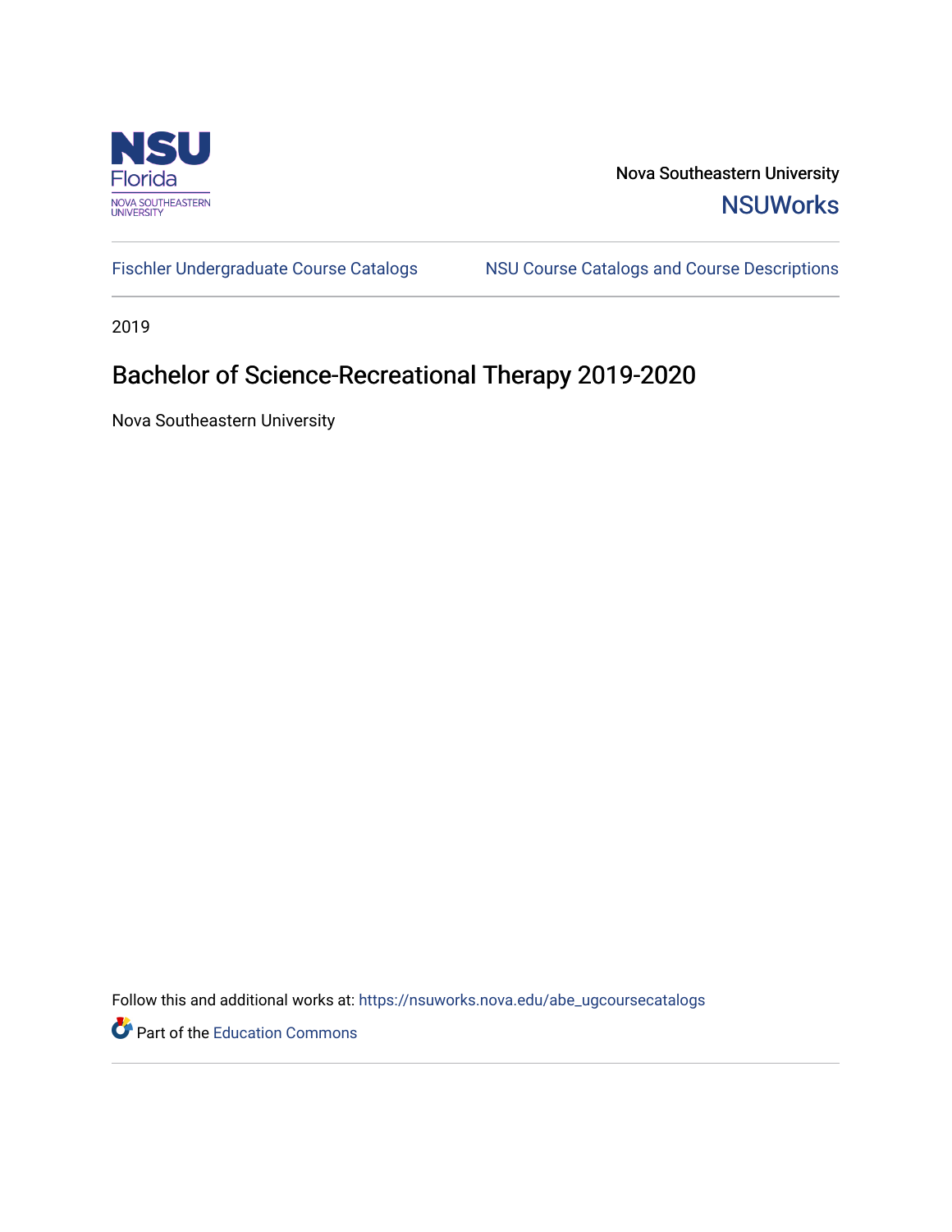NSU Florida
NOVA SOUTHEASTERN UNIVERSITY

Nova Southeastern University
**NSUWorks**

Fischler Undergraduate Course Catalogs | NSU Course Catalogs and Course Descriptions

2019

# Bachelor of Science-Recreational Therapy 2019-2020

Nova Southeastern University

Follow this and additional works at: https://nsuworks.nova.edu/abe_ugcoursecatalogs

Part of the Education Commons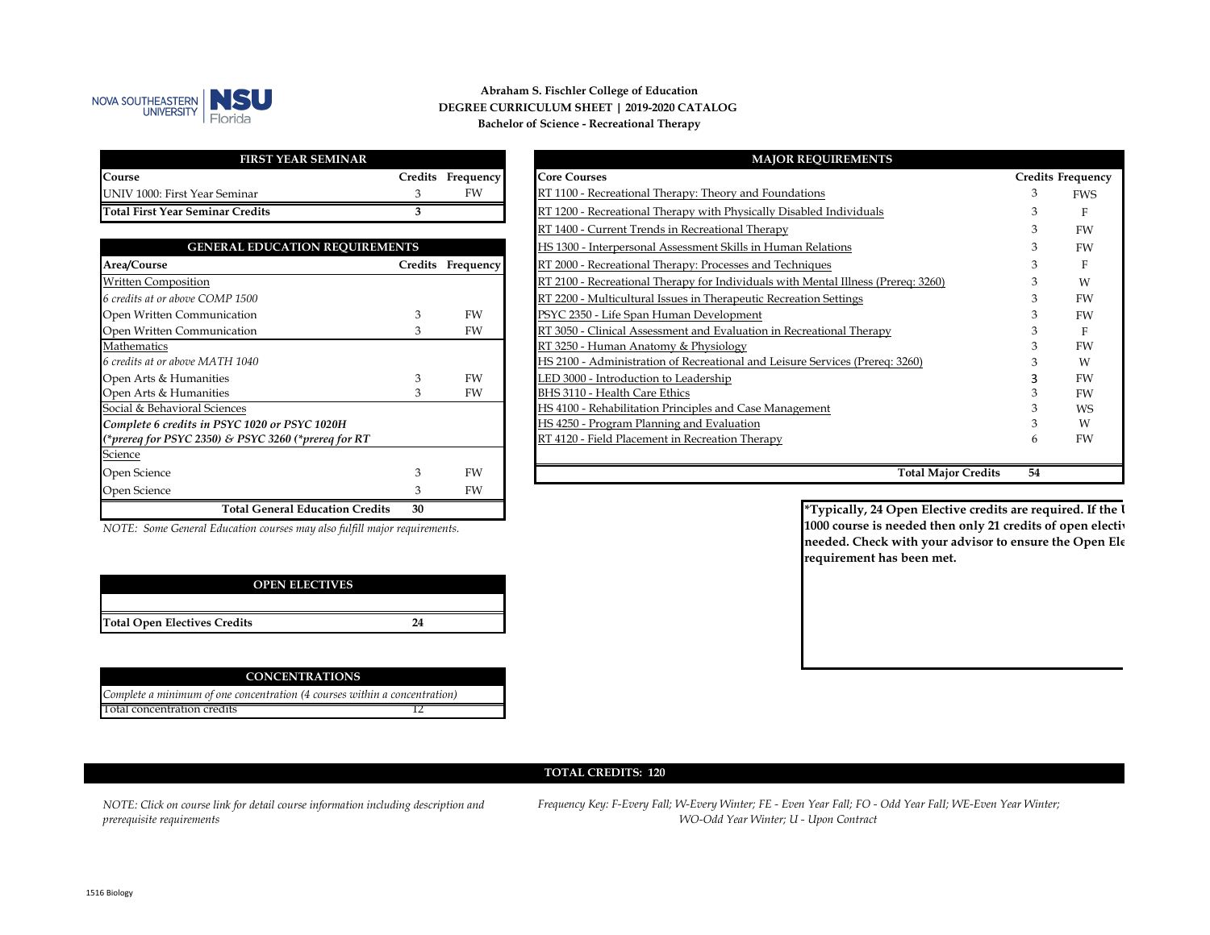Abraham S. Fischler College of Education

DEGREE CURRICULUM SHEET | 2019-2020 CATALOG

Bachelor of Science - Recreational Therapy

| FIRST YEAR SEMINAR | | |
|---|---|---|
| **Course** | **Credits** | **Frequency** |
| UNIV 1000: First Year Seminar | 3 | FW |
| **Total First Year Seminar Credits** | **3** | |

| GENERAL EDUCATION REQUIREMENTS | | |
|---|---|---|
| **Area/Course** | **Credits** | **Frequency** |
| Written Composition | | |
| *6 credits at or above COMP 1500* | | |
| Open Written Communication | 3 | FW |
| Open Written Communication | 3 | FW |
| Mathematics | | |
| *6 credits at or above MATH 1040* | | |
| Open Arts & Humanities | 3 | FW |
| Open Arts & Humanities | 3 | FW |
| Social & Behavioral Sciences | | |
| ***Complete 6 credits in PSYC 1020 or PSYC 1020H*** | | |
| ***(*prereq for PSYC 2350) & PSYC 3260 (*prereq for RT*** | | |
| Science | | |
| Open Science | 3 | FW |
| Open Science | 3 | FW |
| **Total General Education Credits** | **30** | |

*NOTE: Some General Education courses may also fulfill major requirements.*

| MAJOR REQUIREMENTS | | |
|---|---|---|
| **Core Courses** | **Credits** | **Frequency** |
| RT 1100 - Recreational Therapy: Theory and Foundations | 3 | FWS |
| RT 1200 - Recreational Therapy with Physically Disabled Individuals | 3 | F |
| RT 1400 - Current Trends in Recreational Therapy | 3 | FW |
| HS 1300 - Interpersonal Assessment Skills in Human Relations | 3 | FW |
| RT 2000 - Recreational Therapy: Processes and Techniques | 3 | F |
| RT 2100 - Recreational Therapy for Individuals with Mental Illness (Prereq: 3260) | 3 | W |
| RT 2200 - Multicultural Issues in Therapeutic Recreation Settings | 3 | FW |
| PSYC 2350 - Life Span Human Development | 3 | FW |
| RT 3050 - Clinical Assessment and Evaluation in Recreational Therapy | 3 | F |
| RT 3250 - Human Anatomy & Physiology | 3 | FW |
| HS 2100 - Administration of Recreational and Leisure Services (Prereq: 3260) | 3 | W |
| LED 3000 - Introduction to Leadership | 3 | FW |
| BHS 3110 - Health Care Ethics | 3 | FW |
| HS 4100 - Rehabilitation Principles and Case Management | 3 | WS |
| HS 4250 - Program Planning and Evaluation | 3 | W |
| RT 4120 - Field Placement in Recreation Therapy | 6 | FW |
| **Total Major Credits** | **54** | |

**\*Typically, 24 Open Elective credits are required. If the U 1000 course is needed then only 21 credits of open electiv needed. Check with your advisor to ensure the Open Ele requirement has been met.**

| OPEN ELECTIVES | |
|---|---|
| | |
| **Total Open Electives Credits** | **24** |

| CONCENTRATIONS | |
|---|---|
| *Complete a minimum of one concentration (4 courses within a concentration)* | |
| Total concentration credits | 12 |

**TOTAL CREDITS: 120**

*NOTE: Click on course link for detail course information including description and prerequisite requirements*

*Frequency Key: F-Every Fall; W-Every Winter; FE - Even Year Fall; FO - Odd Year Fall; WE-Even Year Winter; WO-Odd Year Winter; U - Upon Contract*

1516 Biology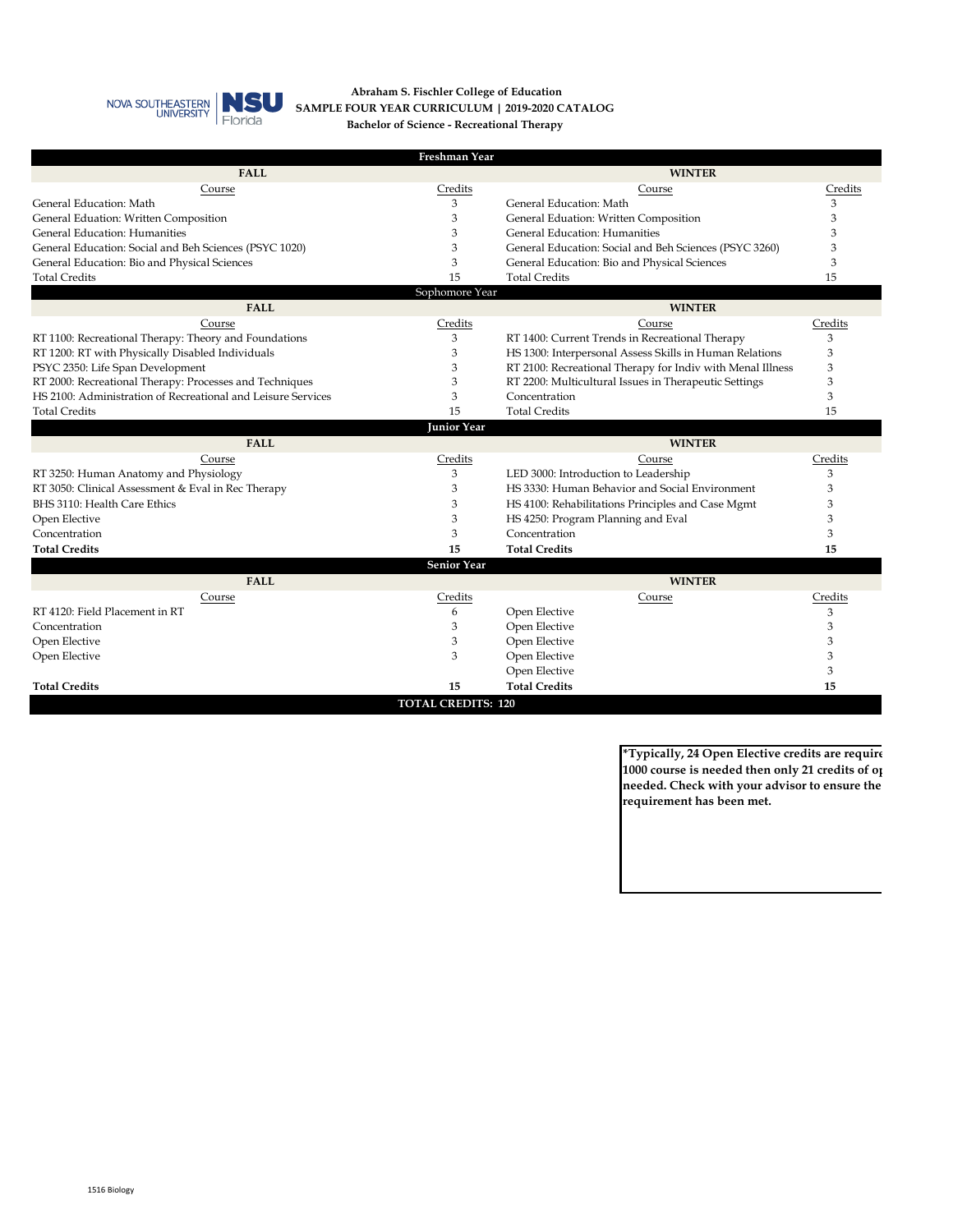**Abraham S. Fischler College of Education**
**SAMPLE FOUR YEAR CURRICULUM | 2019-2020 CATALOG**
**Bachelor of Science - Recreational Therapy**

| Course | Credits | Course | Credits |
|---|---|---|---|
| **Freshman Year** | | | |
| **FALL** | | **WINTER** | |
| General Education: Math | 3 | General Education: Math | 3 |
| General Eduation: Written Composition | 3 | General Eduation: Written Composition | 3 |
| General Education: Humanities | 3 | General Education: Humanities | 3 |
| General Education: Social and Beh Sciences (PSYC 1020) | 3 | General Education: Social and Beh Sciences (PSYC 3260) | 3 |
| General Education: Bio and Physical Sciences | 3 | General Education: Bio and Physical Sciences | 3 |
| Total Credits | 15 | Total Credits | 15 |
| **Sophomore Year** | | | |
| **FALL** | | **WINTER** | |
| RT 1100: Recreational Therapy: Theory and Foundations | 3 | RT 1400: Current Trends in Recreational Therapy | 3 |
| RT 1200: RT with Physically Disabled Individuals | 3 | HS 1300: Interpersonal Assess Skills in Human Relations | 3 |
| PSYC 2350: Life Span Development | 3 | RT 2100: Recreational Therapy for Indiv with Menal Illness | 3 |
| RT 2000: Recreational Therapy: Processes and Techniques | 3 | RT 2200: Multicultural Issues in Therapeutic Settings | 3 |
| HS 2100: Administration of Recreational and Leisure Services | 3 | Concentration | 3 |
| Total Credits | 15 | Total Credits | 15 |
| **Junior Year** | | | |
| **FALL** | | **WINTER** | |
| RT 3250: Human Anatomy and Physiology | 3 | LED 3000: Introduction to Leadership | 3 |
| RT 3050: Clinical Assessment & Eval in Rec Therapy | 3 | HS 3330: Human Behavior and Social Environment | 3 |
| BHS 3110: Health Care Ethics | 3 | HS 4100: Rehabilitations Principles and Case Mgmt | 3 |
| Open Elective | 3 | HS 4250: Program Planning and Eval | 3 |
| Concentration | 3 | Concentration | 3 |
| **Total Credits** | **15** | **Total Credits** | **15** |
| **Senior Year** | | | |
| **FALL** | | **WINTER** | |
| RT 4120: Field Placement in RT | 6 | Open Elective | 3 |
| Concentration | 3 | Open Elective | 3 |
| Open Elective | 3 | Open Elective | 3 |
| Open Elective | 3 | Open Elective | 3 |
| | | Open Elective | 3 |
| **Total Credits** | **15** | **Total Credits** | **15** |
| **TOTAL CREDITS: 120** | | | |

**\*Typically, 24 Open Elective credits are require 1000 course is needed then only 21 credits of o needed. Check with your advisor to ensure the requirement has been met.**

1516 Biology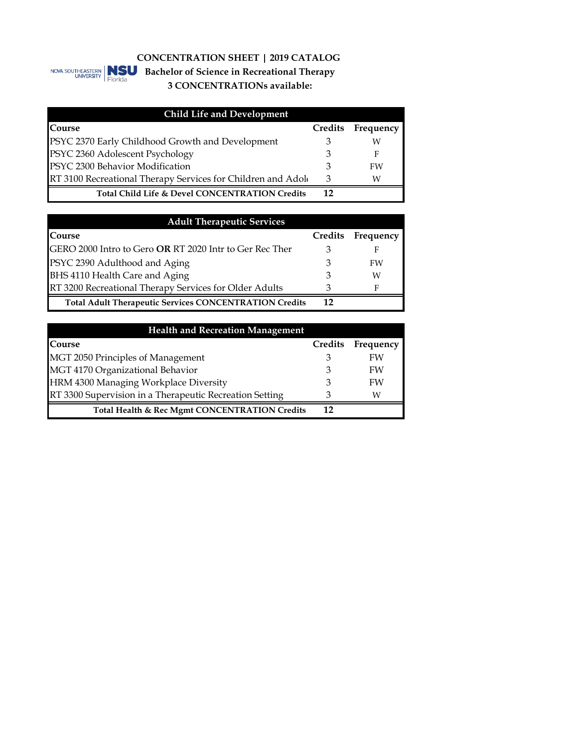**CONCENTRATION SHEET | 2019 CATALOG**

NOVA SOUTHEASTERN UNIVERSITY | NSU Florida

**Bachelor of Science in Recreational Therapy**

**3 CONCENTRATIONs available:**

| **Child Life and Development** | | |
|---|---|---|
| **Course** | **Credits** | **Frequency** |
| PSYC 2370 Early Childhood Growth and Development | 3 | W |
| PSYC 2360 Adolescent Psychology | 3 | F |
| PSYC 2300 Behavior Modification | 3 | FW |
| RT 3100 Recreational Therapy Services for Children and Adol | 3 | W |
| **Total Child Life & Devel CONCENTRATION Credits** | **12** | |

| **Adult Therapeutic Services** | | |
|---|---|---|
| **Course** | **Credits** | **Frequency** |
| GERO 2000 Intro to Gero **OR** RT 2020 Intr to Ger Rec Ther | 3 | F |
| PSYC 2390 Adulthood and Aging | 3 | FW |
| BHS 4110 Health Care and Aging | 3 | W |
| RT 3200 Recreational Therapy Services for Older Adults | 3 | F |
| **Total Adult Therapeutic Services CONCENTRATION Credits** | **12** | |

| **Health and Recreation Management** | | |
|---|---|---|
| **Course** | **Credits** | **Frequency** |
| MGT 2050 Principles of Management | 3 | FW |
| MGT 4170 Organizational Behavior | 3 | FW |
| HRM 4300 Managing Workplace Diversity | 3 | FW |
| RT 3300 Supervision in a Therapeutic Recreation Setting | 3 | W |
| **Total Health & Rec Mgmt CONCENTRATION Credits** | **12** | |